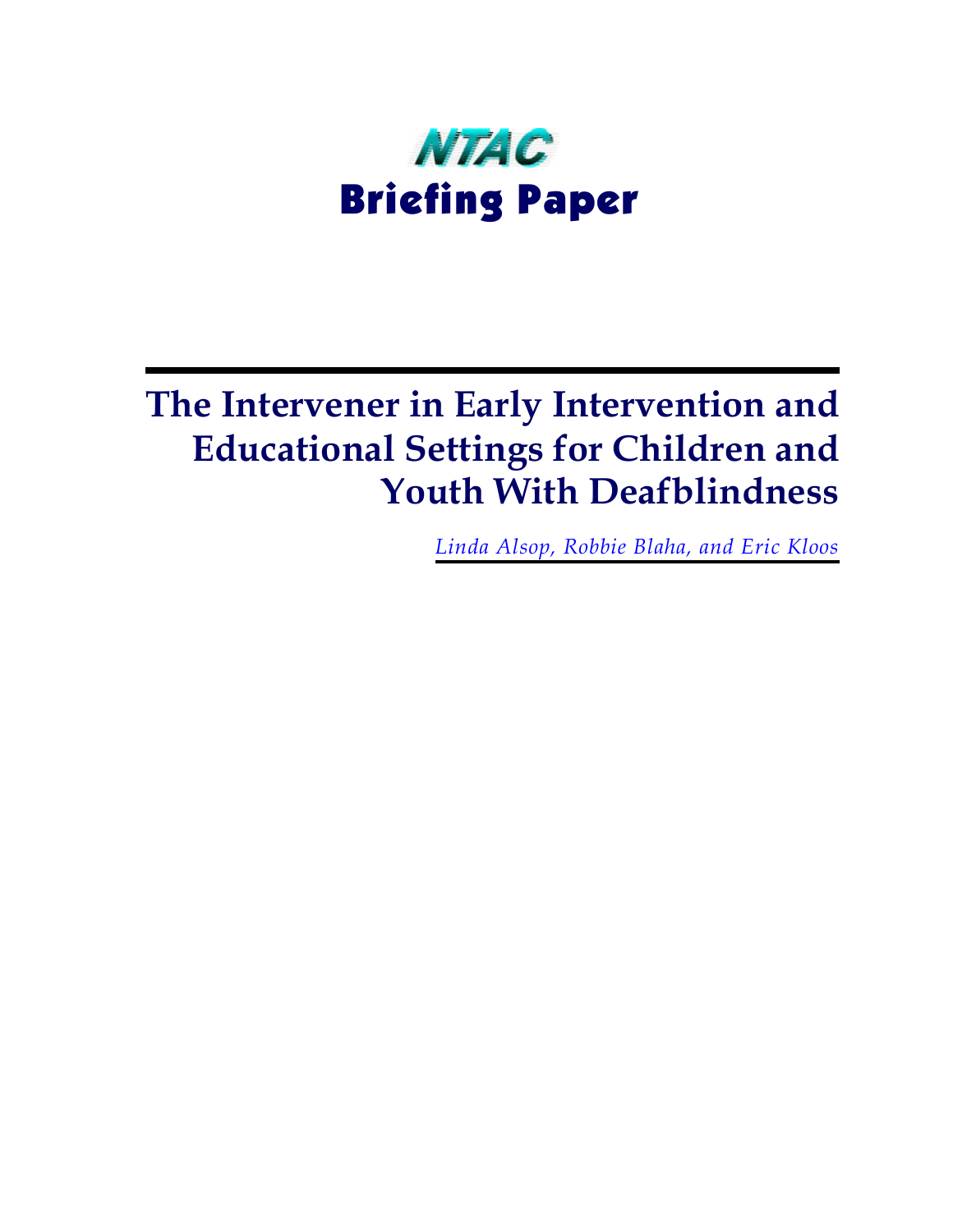# NTAC
# Briefing Paper

## The Intervener in Early Intervention and Educational Settings for Children and Youth With Deafblindness

*Linda Alsop, Robbie Blaha, and Eric Kloos*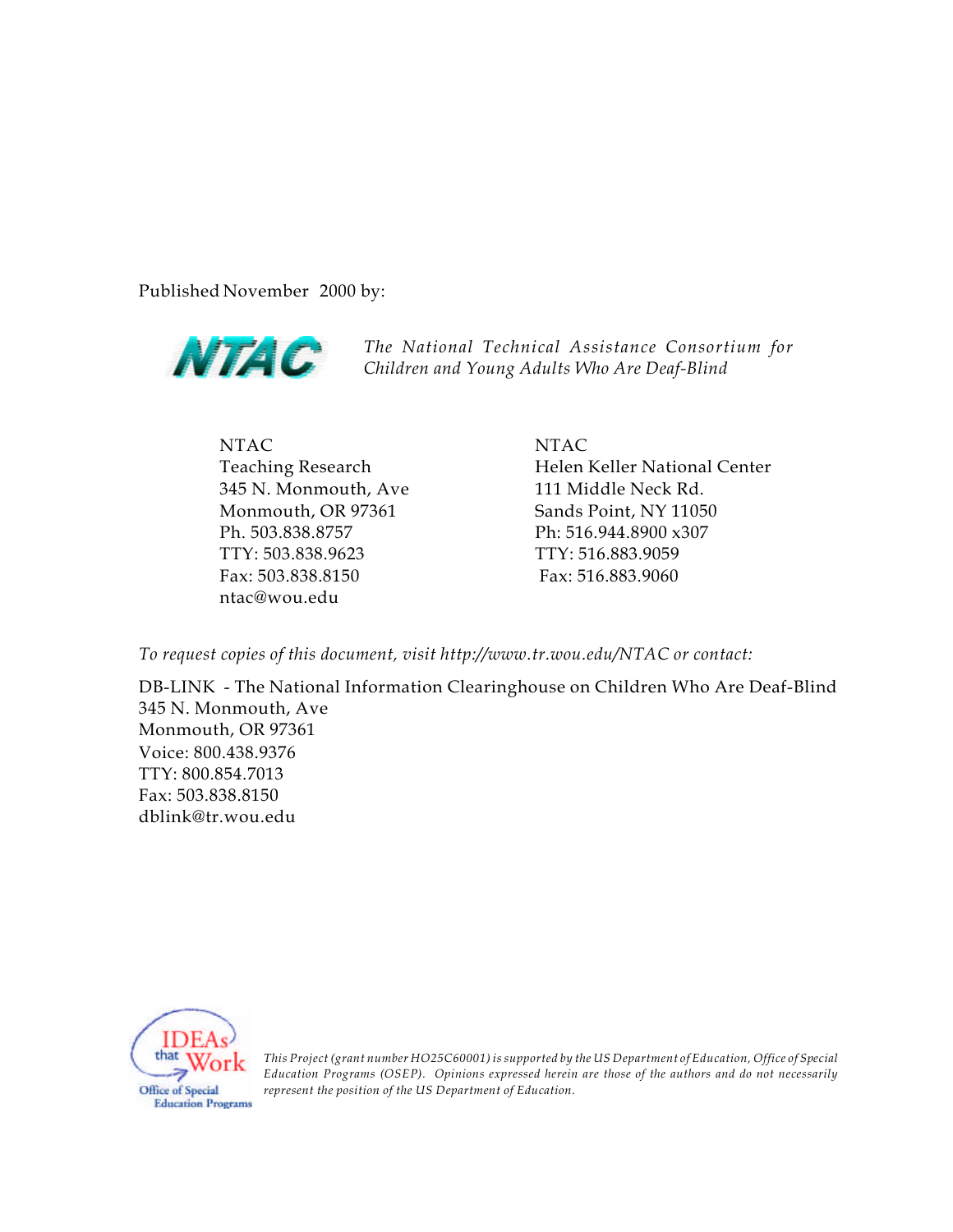Published November 2000 by:

NTAC *The National Technical Assistance Consortium for Children and Young Adults Who Are Deaf-Blind*

NTAC
Teaching Research
345 N. Monmouth, Ave
Monmouth, OR 97361
Ph. 503.838.8757
TTY: 503.838.9623
Fax: 503.838.8150
ntac@wou.edu

NTAC
Helen Keller National Center
111 Middle Neck Rd.
Sands Point, NY 11050
Ph: 516.944.8900 x307
TTY: 516.883.9059
Fax: 516.883.9060

*To request copies of this document, visit http://www.tr.wou.edu/NTAC or contact:*

DB-LINK - The National Information Clearinghouse on Children Who Are Deaf-Blind
345 N. Monmouth, Ave
Monmouth, OR 97361
Voice: 800.438.9376
TTY: 800.854.7013
Fax: 503.838.8150
dblink@tr.wou.edu

IDEAs that Work
Office of Special Education Programs

*This Project (grant number HO25C60001) is supported by the US Department of Education, Office of Special Education Programs (OSEP). Opinions expressed herein are those of the authors and do not necessarily represent the position of the US Department of Education.*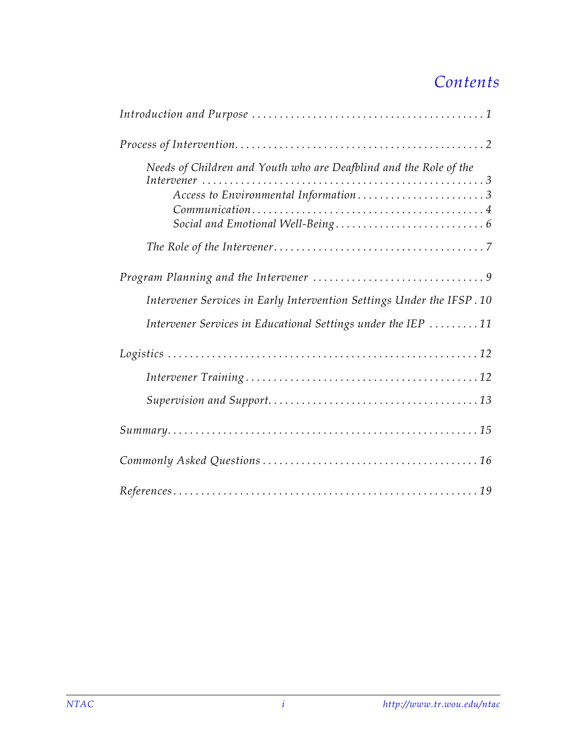# *Contents*

*Introduction and Purpose* . . . . . . . . . . 1

*Process of Intervention* . . . . . . . . . . 2

- *Needs of Children and Youth who are Deafblind and the Role of the Intervener* . . . . . . . . . . 3
  - *Access to Environmental Information* . . . . . . . . . . 3
  - *Communication* . . . . . . . . . . 4
  - *Social and Emotional Well-Being* . . . . . . . . . . 6
- *The Role of the Intervener* . . . . . . . . . . 7

*Program Planning and the Intervener* . . . . . . . . . . 9

- *Intervener Services in Early Intervention Settings Under the IFSP* . . . . . . . . . . 10
- *Intervener Services in Educational Settings under the IEP* . . . . . . . . . . 11

*Logistics* . . . . . . . . . . 12

- *Intervener Training* . . . . . . . . . . 12
- *Supervision and Support* . . . . . . . . . . 13

*Summary* . . . . . . . . . . 15

*Commonly Asked Questions* . . . . . . . . . . 16

*References* . . . . . . . . . . 19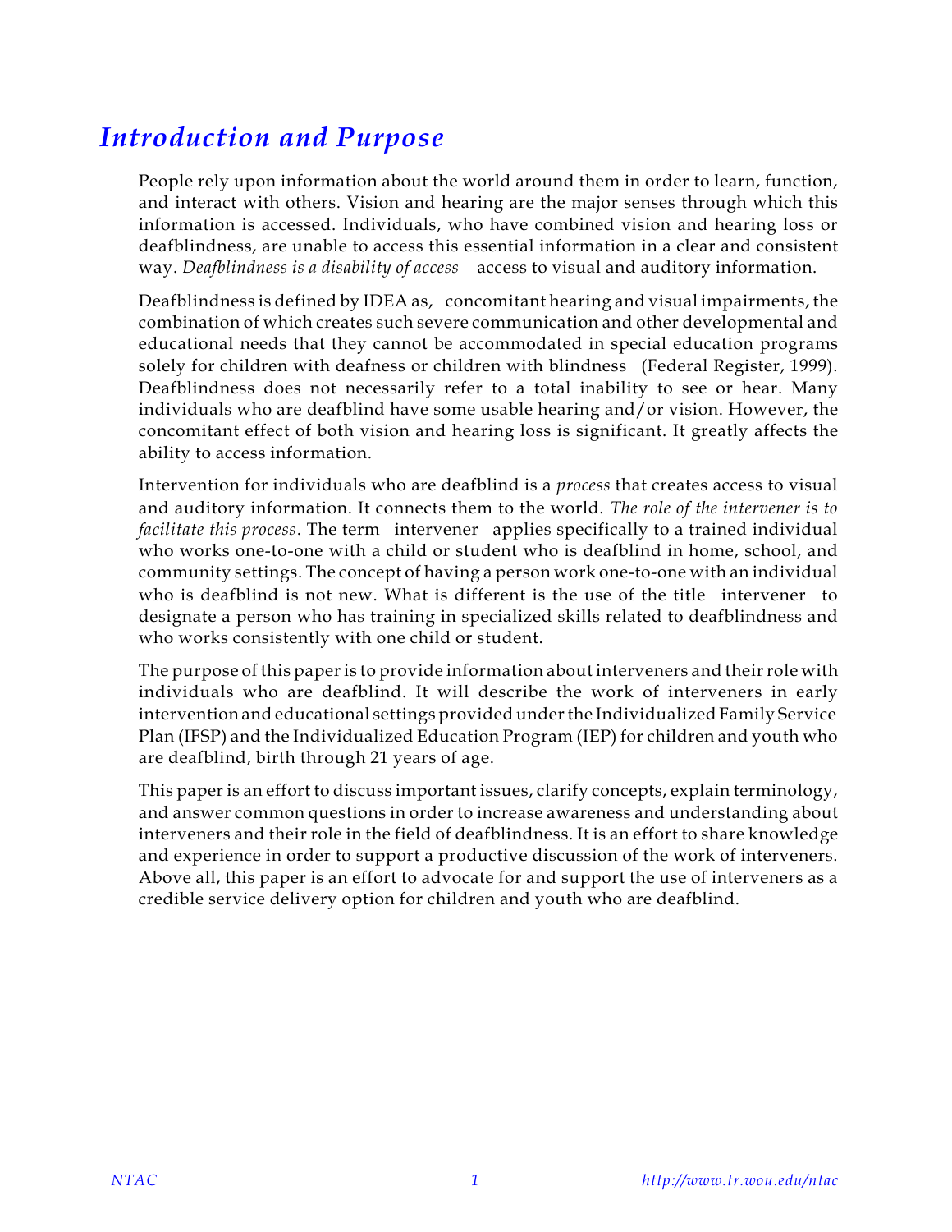# *Introduction and Purpose*

People rely upon information about the world around them in order to learn, function, and interact with others. Vision and hearing are the major senses through which this information is accessed. Individuals, who have combined vision and hearing loss or deafblindness, are unable to access this essential information in a clear and consistent way. *Deafblindness is a disability of access* access to visual and auditory information.

Deafblindness is defined by IDEA as, concomitant hearing and visual impairments, the combination of which creates such severe communication and other developmental and educational needs that they cannot be accommodated in special education programs solely for children with deafness or children with blindness (Federal Register, 1999). Deafblindness does not necessarily refer to a total inability to see or hear. Many individuals who are deafblind have some usable hearing and/or vision. However, the concomitant effect of both vision and hearing loss is significant. It greatly affects the ability to access information.

Intervention for individuals who are deafblind is a *process* that creates access to visual and auditory information. It connects them to the world. *The role of the intervener is to facilitate this process*. The term intervener applies specifically to a trained individual who works one-to-one with a child or student who is deafblind in home, school, and community settings. The concept of having a person work one-to-one with an individual who is deafblind is not new. What is different is the use of the title intervener to designate a person who has training in specialized skills related to deafblindness and who works consistently with one child or student.

The purpose of this paper is to provide information about interveners and their role with individuals who are deafblind. It will describe the work of interveners in early intervention and educational settings provided under the Individualized Family Service Plan (IFSP) and the Individualized Education Program (IEP) for children and youth who are deafblind, birth through 21 years of age.

This paper is an effort to discuss important issues, clarify concepts, explain terminology, and answer common questions in order to increase awareness and understanding about interveners and their role in the field of deafblindness. It is an effort to share knowledge and experience in order to support a productive discussion of the work of interveners. Above all, this paper is an effort to advocate for and support the use of interveners as a credible service delivery option for children and youth who are deafblind.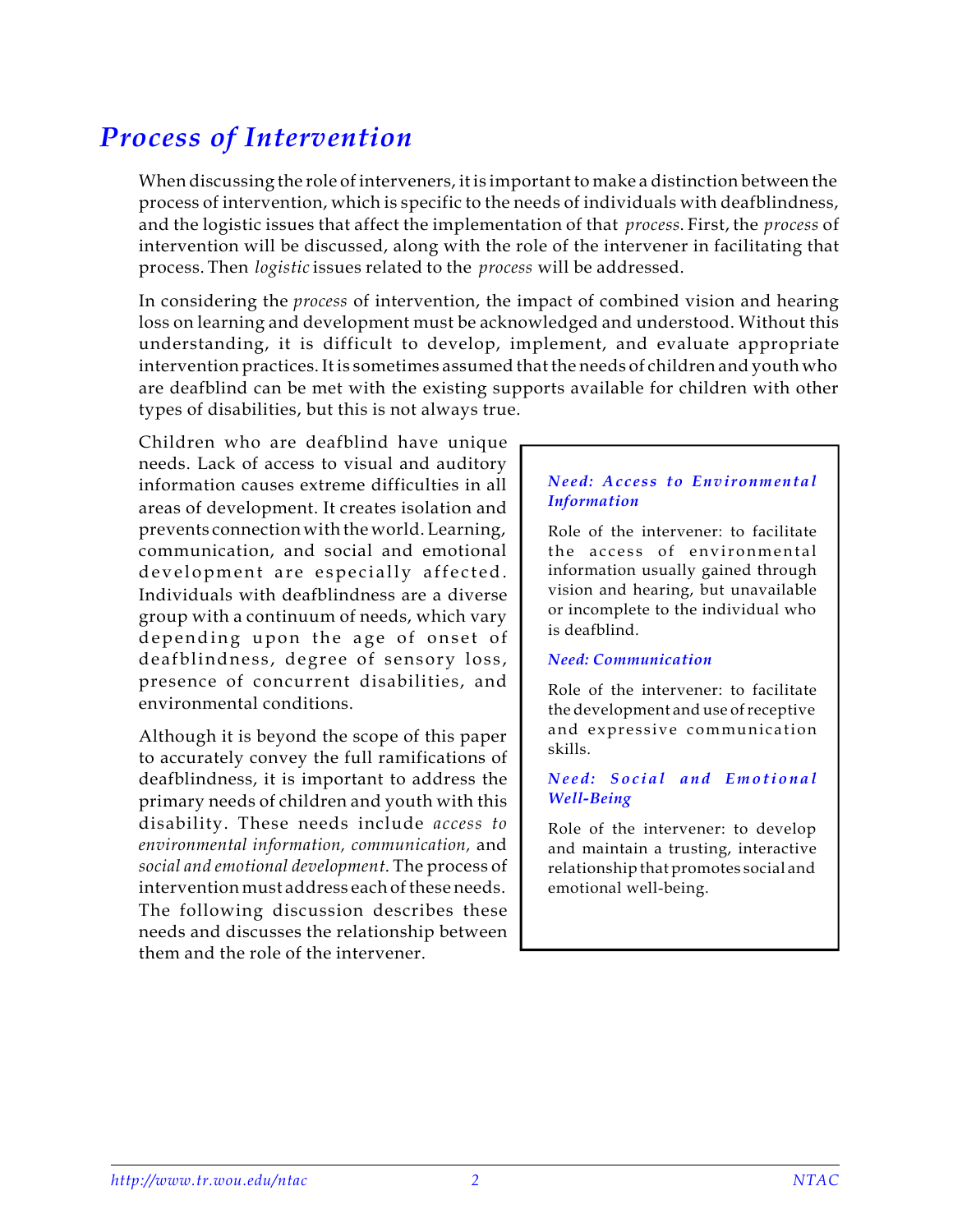## *Process of Intervention*

When discussing the role of interveners, it is important to make a distinction between the process of intervention, which is specific to the needs of individuals with deafblindness, and the logistic issues that affect the implementation of that *process*. First, the *process* of intervention will be discussed, along with the role of the intervener in facilitating that process. Then *logistic* issues related to the *process* will be addressed.

In considering the *process* of intervention, the impact of combined vision and hearing loss on learning and development must be acknowledged and understood. Without this understanding, it is difficult to develop, implement, and evaluate appropriate intervention practices. It is sometimes assumed that the needs of children and youth who are deafblind can be met with the existing supports available for children with other types of disabilities, but this is not always true.

Children who are deafblind have unique needs. Lack of access to visual and auditory information causes extreme difficulties in all areas of development. It creates isolation and prevents connection with the world. Learning, communication, and social and emotional development are especially affected. Individuals with deafblindness are a diverse group with a continuum of needs, which vary depending upon the age of onset of deafblindness, degree of sensory loss, presence of concurrent disabilities, and environmental conditions.

Although it is beyond the scope of this paper to accurately convey the full ramifications of deafblindness, it is important to address the primary needs of children and youth with this disability. These needs include *access to environmental information, communication,* and *social and emotional development.* The process of intervention must address each of these needs. The following discussion describes these needs and discusses the relationship between them and the role of the intervener.

***Need: Access to Environmental Information***

Role of the intervener: to facilitate the access of environmental information usually gained through vision and hearing, but unavailable or incomplete to the individual who is deafblind.

***Need: Communication***

Role of the intervener: to facilitate the development and use of receptive and expressive communication skills.

***Need: Social and Emotional Well-Being***

Role of the intervener: to develop and maintain a trusting, interactive relationship that promotes social and emotional well-being.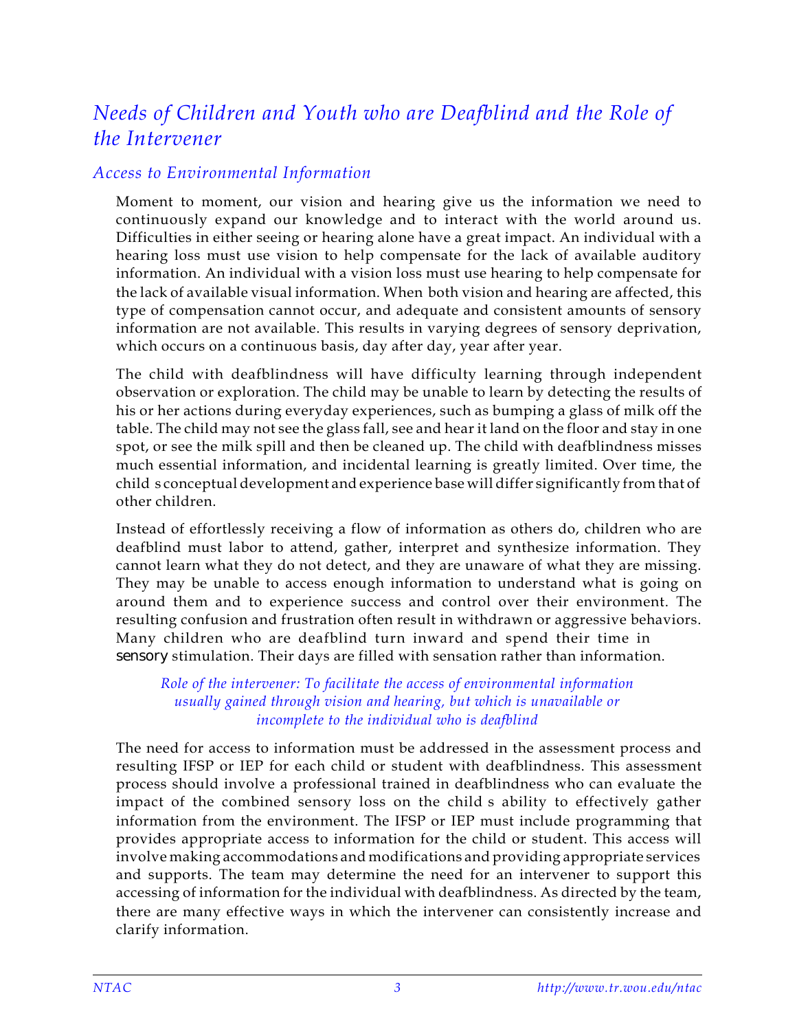## *Needs of Children and Youth who are Deafblind and the Role of the Intervener*

### *Access to Environmental Information*

Moment to moment, our vision and hearing give us the information we need to continuously expand our knowledge and to interact with the world around us. Difficulties in either seeing or hearing alone have a great impact. An individual with a hearing loss must use vision to help compensate for the lack of available auditory information. An individual with a vision loss must use hearing to help compensate for the lack of available visual information. When both vision and hearing are affected, this type of compensation cannot occur, and adequate and consistent amounts of sensory information are not available. This results in varying degrees of sensory deprivation, which occurs on a continuous basis, day after day, year after year.

The child with deafblindness will have difficulty learning through independent observation or exploration. The child may be unable to learn by detecting the results of his or her actions during everyday experiences, such as bumping a glass of milk off the table. The child may not see the glass fall, see and hear it land on the floor and stay in one spot, or see the milk spill and then be cleaned up. The child with deafblindness misses much essential information, and incidental learning is greatly limited. Over time, the child s conceptual development and experience base will differ significantly from that of other children.

Instead of effortlessly receiving a flow of information as others do, children who are deafblind must labor to attend, gather, interpret and synthesize information. They cannot learn what they do not detect, and they are unaware of what they are missing. They may be unable to access enough information to understand what is going on around them and to experience success and control over their environment. The resulting confusion and frustration often result in withdrawn or aggressive behaviors. Many children who are deafblind turn inward and spend their time in sensory stimulation. Their days are filled with sensation rather than information.

*Role of the intervener: To facilitate the access of environmental information usually gained through vision and hearing, but which is unavailable or incomplete to the individual who is deafblind*

The need for access to information must be addressed in the assessment process and resulting IFSP or IEP for each child or student with deafblindness. This assessment process should involve a professional trained in deafblindness who can evaluate the impact of the combined sensory loss on the child s ability to effectively gather information from the environment. The IFSP or IEP must include programming that provides appropriate access to information for the child or student. This access will involve making accommodations and modifications and providing appropriate services and supports. The team may determine the need for an intervener to support this accessing of information for the individual with deafblindness. As directed by the team, there are many effective ways in which the intervener can consistently increase and clarify information.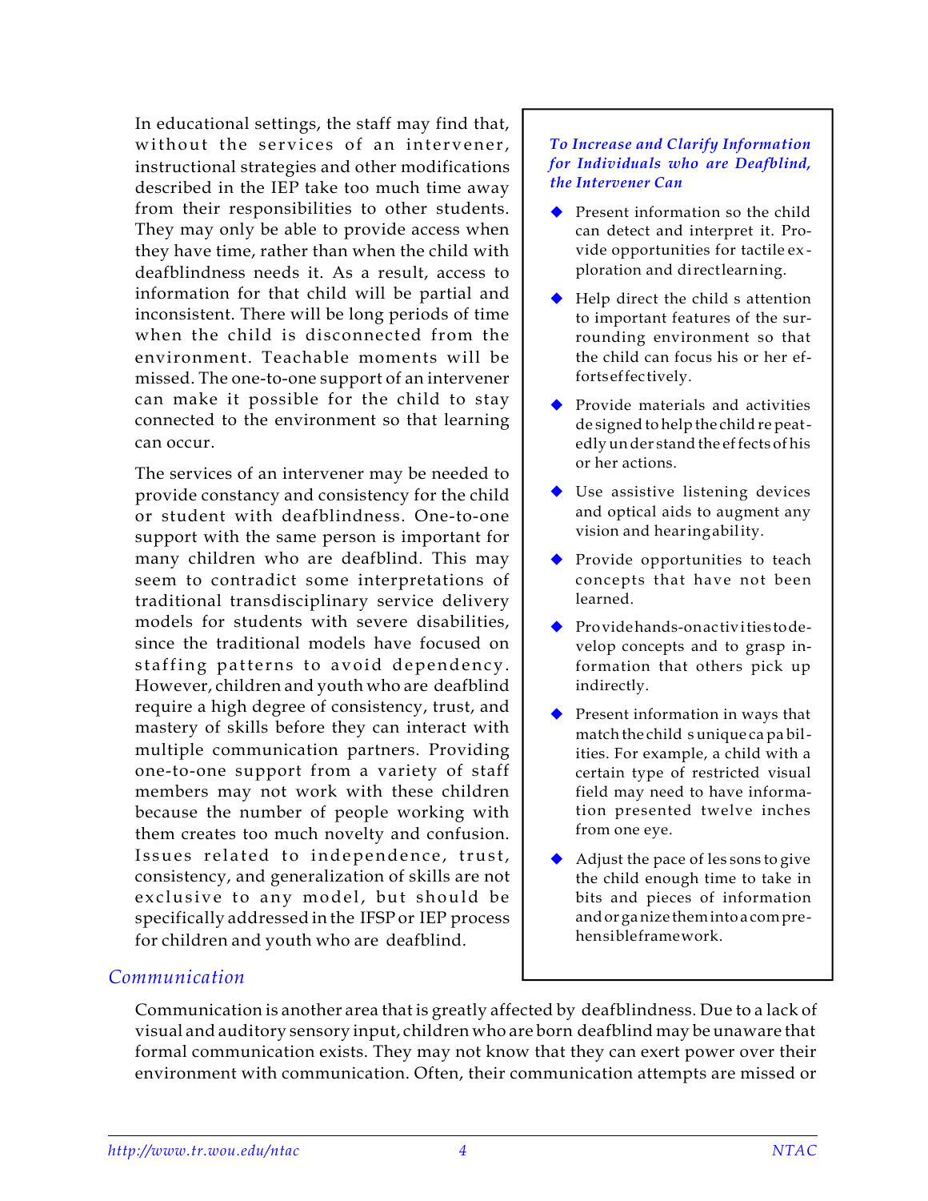In educational settings, the staff may find that, without the services of an intervener, instructional strategies and other modifications described in the IEP take too much time away from their responsibilities to other students. They may only be able to provide access when they have time, rather than when the child with deafblindness needs it. As a result, access to information for that child will be partial and inconsistent. There will be long periods of time when the child is disconnected from the environment. Teachable moments will be missed. The one-to-one support of an intervener can make it possible for the child to stay connected to the environment so that learning can occur.

The services of an intervener may be needed to provide constancy and consistency for the child or student with deafblindness. One-to-one support with the same person is important for many children who are deafblind. This may seem to contradict some interpretations of traditional transdisciplinary service delivery models for students with severe disabilities, since the traditional models have focused on staffing patterns to avoid dependency. However, children and youth who are deafblind require a high degree of consistency, trust, and mastery of skills before they can interact with multiple communication partners. Providing one-to-one support from a variety of staff members may not work with these children because the number of people working with them creates too much novelty and confusion. Issues related to independence, trust, consistency, and generalization of skills are not exclusive to any model, but should be specifically addressed in the IFSP or IEP process for children and youth who are deafblind.

***To Increase and Clarify Information for Individuals who are Deafblind, the Intervener Can***

- Present information so the child can detect and interpret it. Provide opportunities for tactile exploration and direct learning.
- Help direct the child s attention to important features of the surrounding environment so that the child can focus his or her efforts effectively.
- Provide materials and activities designed to help the child repeatedly understand the effects of his or her actions.
- Use assistive listening devices and optical aids to augment any vision and hearing ability.
- Provide opportunities to teach concepts that have not been learned.
- Provide hands-on activities to develop concepts and to grasp information that others pick up indirectly.
- Present information in ways that match the child s unique capabilities. For example, a child with a certain type of restricted visual field may need to have information presented twelve inches from one eye.
- Adjust the pace of lessons to give the child enough time to take in bits and pieces of information and organize them into a comprehensible framework.

## *Communication*

Communication is another area that is greatly affected by deafblindness. Due to a lack of visual and auditory sensory input, children who are born deafblind may be unaware that formal communication exists. They may not know that they can exert power over their environment with communication. Often, their communication attempts are missed or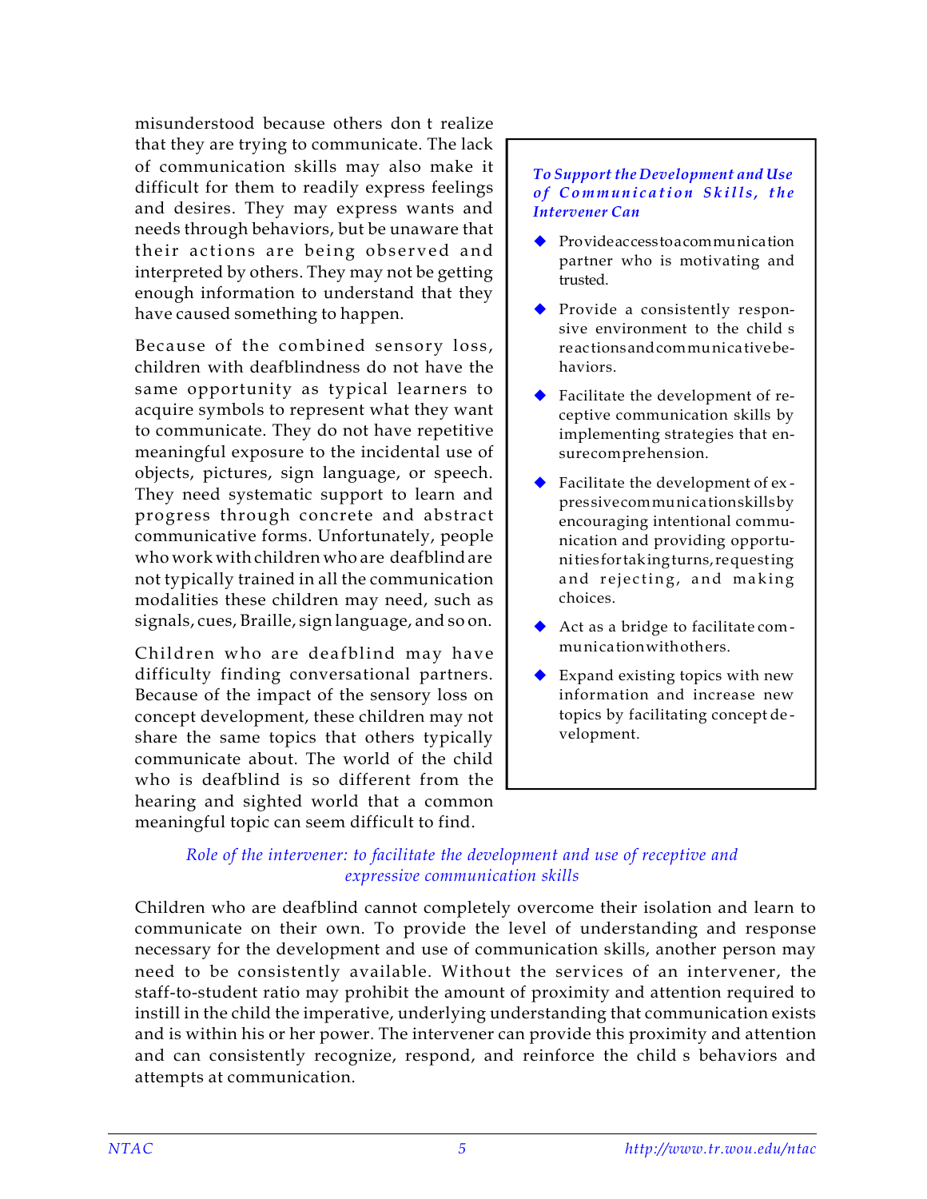misunderstood because others don t realize that they are trying to communicate. The lack of communication skills may also make it difficult for them to readily express feelings and desires. They may express wants and needs through behaviors, but be unaware that their actions are being observed and interpreted by others. They may not be getting enough information to understand that they have caused something to happen.

Because of the combined sensory loss, children with deafblindness do not have the same opportunity as typical learners to acquire symbols to represent what they want to communicate. They do not have repetitive meaningful exposure to the incidental use of objects, pictures, sign language, or speech. They need systematic support to learn and progress through concrete and abstract communicative forms. Unfortunately, people who work with children who are deafblind are not typically trained in all the communication modalities these children may need, such as signals, cues, Braille, sign language, and so on.

Children who are deafblind may have difficulty finding conversational partners. Because of the impact of the sensory loss on concept development, these children may not share the same topics that others typically communicate about. The world of the child who is deafblind is so different from the hearing and sighted world that a common meaningful topic can seem difficult to find.

***To Support the Development and Use of Communication Skills, the Intervener Can***

- Provide access to a communication partner who is motivating and trusted.
- Provide a consistently responsive environment to the child s reactions and communicative behaviors.
- Facilitate the development of receptive communication skills by implementing strategies that ensure comprehension.
- Facilitate the development of expressive communication skills by encouraging intentional communication and providing opportunities for taking turns, requesting and rejecting, and making choices.
- Act as a bridge to facilitate communication with others.
- Expand existing topics with new information and increase new topics by facilitating concept development.

*Role of the intervener: to facilitate the development and use of receptive and expressive communication skills*

Children who are deafblind cannot completely overcome their isolation and learn to communicate on their own. To provide the level of understanding and response necessary for the development and use of communication skills, another person may need to be consistently available. Without the services of an intervener, the staff-to-student ratio may prohibit the amount of proximity and attention required to instill in the child the imperative, underlying understanding that communication exists and is within his or her power. The intervener can provide this proximity and attention and can consistently recognize, respond, and reinforce the child s behaviors and attempts at communication.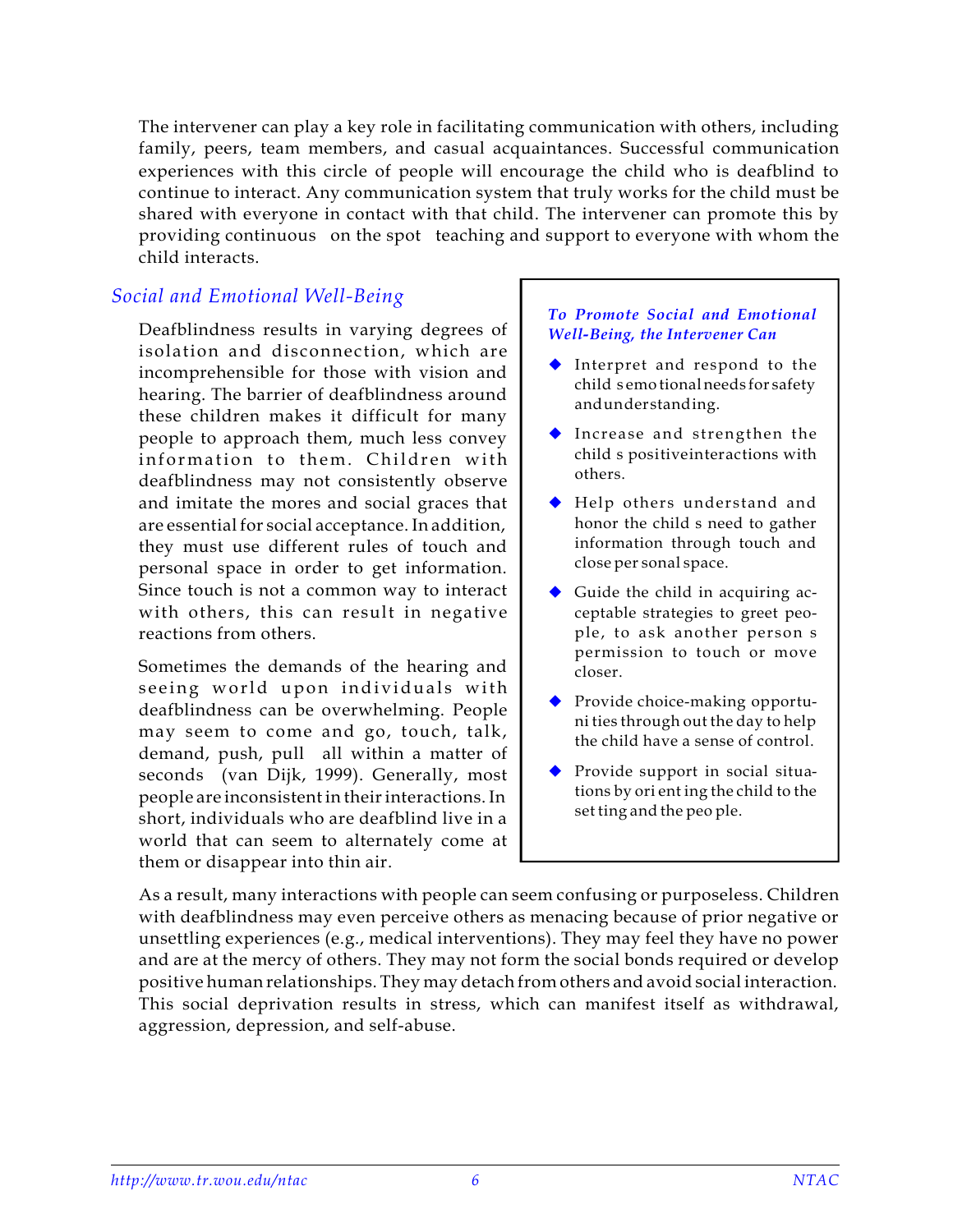The intervener can play a key role in facilitating communication with others, including family, peers, team members, and casual acquaintances. Successful communication experiences with this circle of people will encourage the child who is deafblind to continue to interact. Any communication system that truly works for the child must be shared with everyone in contact with that child. The intervener can promote this by providing continuous on the spot teaching and support to everyone with whom the child interacts.

## Social and Emotional Well-Being

Deafblindness results in varying degrees of isolation and disconnection, which are incomprehensible for those with vision and hearing. The barrier of deafblindness around these children makes it difficult for many people to approach them, much less convey information to them. Children with deafblindness may not consistently observe and imitate the mores and social graces that are essential for social acceptance. In addition, they must use different rules of touch and personal space in order to get information. Since touch is not a common way to interact with others, this can result in negative reactions from others.

Sometimes the demands of the hearing and seeing world upon individuals with deafblindness can be overwhelming. People may seem to come and go, touch, talk, demand, push, pull all within a matter of seconds (van Dijk, 1999). Generally, most people are inconsistent in their interactions. In short, individuals who are deafblind live in a world that can seem to alternately come at them or disappear into thin air.

As a result, many interactions with people can seem confusing or purposeless. Children with deafblindness may even perceive others as menacing because of prior negative or unsettling experiences (e.g., medical interventions). They may feel they have no power and are at the mercy of others. They may not form the social bonds required or develop positive human relationships. They may detach from others and avoid social interaction. This social deprivation results in stress, which can manifest itself as withdrawal, aggression, depression, and self-abuse.

### *To Promote Social and Emotional Well-Being, the Intervener Can*

- Interpret and respond to the child s emotional needs for safety and understanding.
- Increase and strengthen the child s positive interactions with others.
- Help others understand and honor the child s need to gather information through touch and close personal space.
- Guide the child in acquiring acceptable strategies to greet people, to ask another person s permission to touch or move closer.
- Provide choice-making opportunities throughout the day to help the child have a sense of control.
- Provide support in social situations by orienting the child to the setting and the people.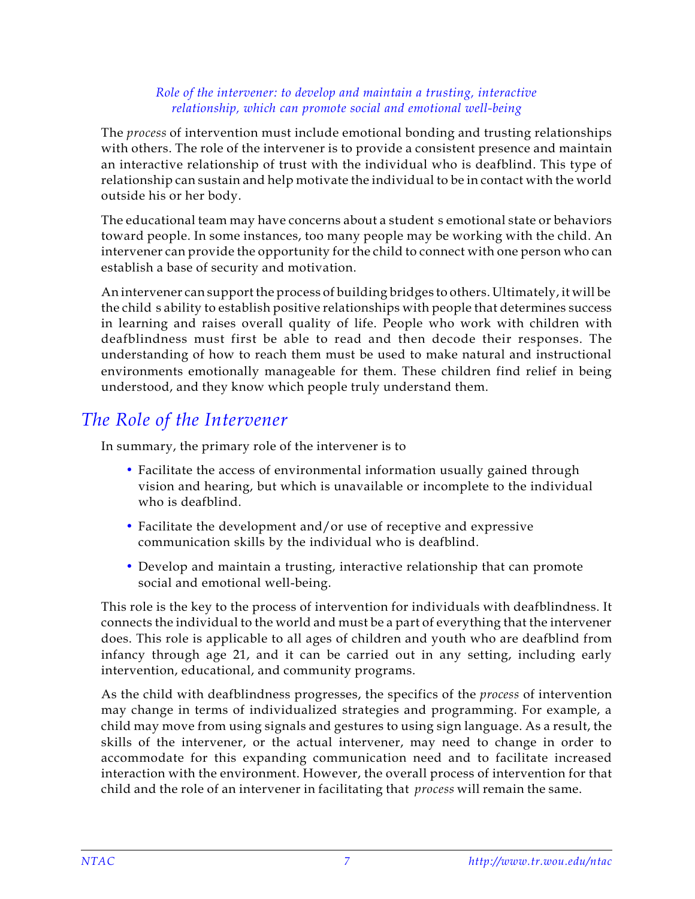*Role of the intervener: to develop and maintain a trusting, interactive relationship, which can promote social and emotional well-being*

The *process* of intervention must include emotional bonding and trusting relationships with others. The role of the intervener is to provide a consistent presence and maintain an interactive relationship of trust with the individual who is deafblind. This type of relationship can sustain and help motivate the individual to be in contact with the world outside his or her body.

The educational team may have concerns about a student s emotional state or behaviors toward people. In some instances, too many people may be working with the child. An intervener can provide the opportunity for the child to connect with one person who can establish a base of security and motivation.

An intervener can support the process of building bridges to others. Ultimately, it will be the child s ability to establish positive relationships with people that determines success in learning and raises overall quality of life. People who work with children with deafblindness must first be able to read and then decode their responses. The understanding of how to reach them must be used to make natural and instructional environments emotionally manageable for them. These children find relief in being understood, and they know which people truly understand them.

## The Role of the Intervener

In summary, the primary role of the intervener is to

- Facilitate the access of environmental information usually gained through vision and hearing, but which is unavailable or incomplete to the individual who is deafblind.
- Facilitate the development and/or use of receptive and expressive communication skills by the individual who is deafblind.
- Develop and maintain a trusting, interactive relationship that can promote social and emotional well-being.

This role is the key to the process of intervention for individuals with deafblindness. It connects the individual to the world and must be a part of everything that the intervener does. This role is applicable to all ages of children and youth who are deafblind from infancy through age 21, and it can be carried out in any setting, including early intervention, educational, and community programs.

As the child with deafblindness progresses, the specifics of the *process* of intervention may change in terms of individualized strategies and programming. For example, a child may move from using signals and gestures to using sign language. As a result, the skills of the intervener, or the actual intervener, may need to change in order to accommodate for this expanding communication need and to facilitate increased interaction with the environment. However, the overall process of intervention for that child and the role of an intervener in facilitating that *process* will remain the same.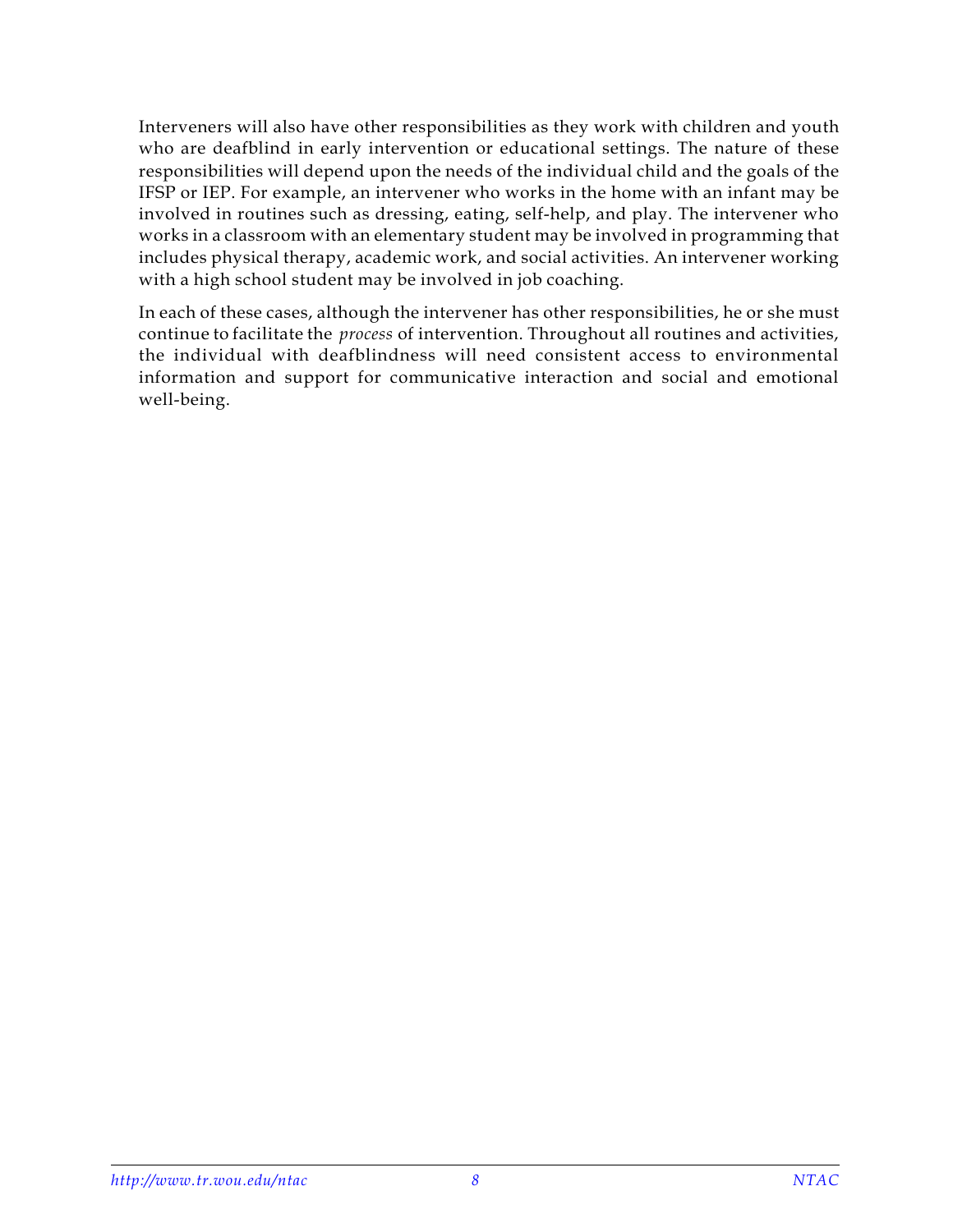Interveners will also have other responsibilities as they work with children and youth who are deafblind in early intervention or educational settings. The nature of these responsibilities will depend upon the needs of the individual child and the goals of the IFSP or IEP. For example, an intervener who works in the home with an infant may be involved in routines such as dressing, eating, self-help, and play. The intervener who works in a classroom with an elementary student may be involved in programming that includes physical therapy, academic work, and social activities. An intervener working with a high school student may be involved in job coaching.

In each of these cases, although the intervener has other responsibilities, he or she must continue to facilitate the *process* of intervention. Throughout all routines and activities, the individual with deafblindness will need consistent access to environmental information and support for communicative interaction and social and emotional well-being.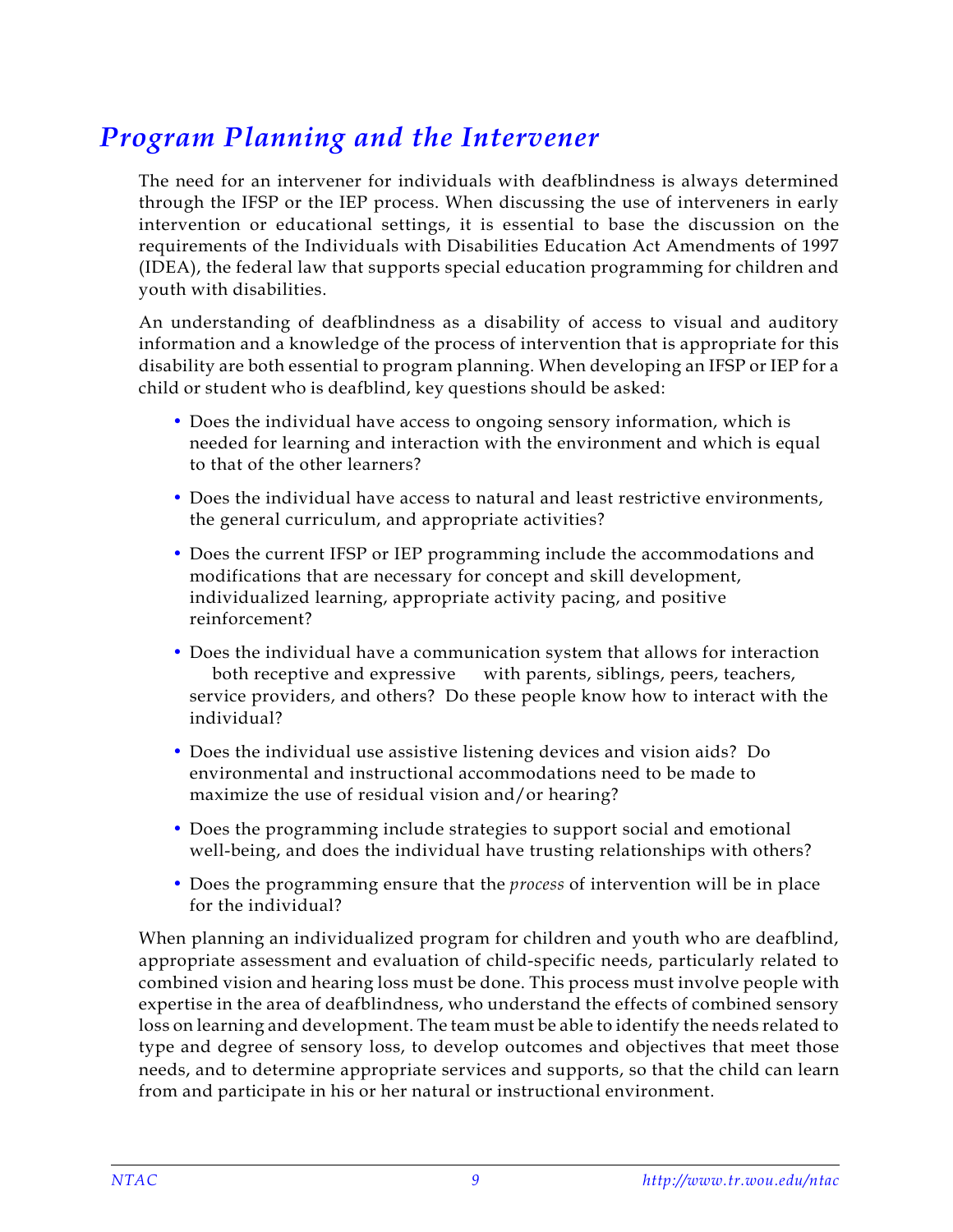# *Program Planning and the Intervener*

The need for an intervener for individuals with deafblindness is always determined through the IFSP or the IEP process. When discussing the use of interveners in early intervention or educational settings, it is essential to base the discussion on the requirements of the Individuals with Disabilities Education Act Amendments of 1997 (IDEA), the federal law that supports special education programming for children and youth with disabilities.

An understanding of deafblindness as a disability of access to visual and auditory information and a knowledge of the process of intervention that is appropriate for this disability are both essential to program planning. When developing an IFSP or IEP for a child or student who is deafblind, key questions should be asked:

- Does the individual have access to ongoing sensory information, which is needed for learning and interaction with the environment and which is equal to that of the other learners?
- Does the individual have access to natural and least restrictive environments, the general curriculum, and appropriate activities?
- Does the current IFSP or IEP programming include the accommodations and modifications that are necessary for concept and skill development, individualized learning, appropriate activity pacing, and positive reinforcement?
- Does the individual have a communication system that allows for interaction both receptive and expressive with parents, siblings, peers, teachers, service providers, and others? Do these people know how to interact with the individual?
- Does the individual use assistive listening devices and vision aids? Do environmental and instructional accommodations need to be made to maximize the use of residual vision and/or hearing?
- Does the programming include strategies to support social and emotional well-being, and does the individual have trusting relationships with others?
- Does the programming ensure that the *process* of intervention will be in place for the individual?

When planning an individualized program for children and youth who are deafblind, appropriate assessment and evaluation of child-specific needs, particularly related to combined vision and hearing loss must be done. This process must involve people with expertise in the area of deafblindness, who understand the effects of combined sensory loss on learning and development. The team must be able to identify the needs related to type and degree of sensory loss, to develop outcomes and objectives that meet those needs, and to determine appropriate services and supports, so that the child can learn from and participate in his or her natural or instructional environment.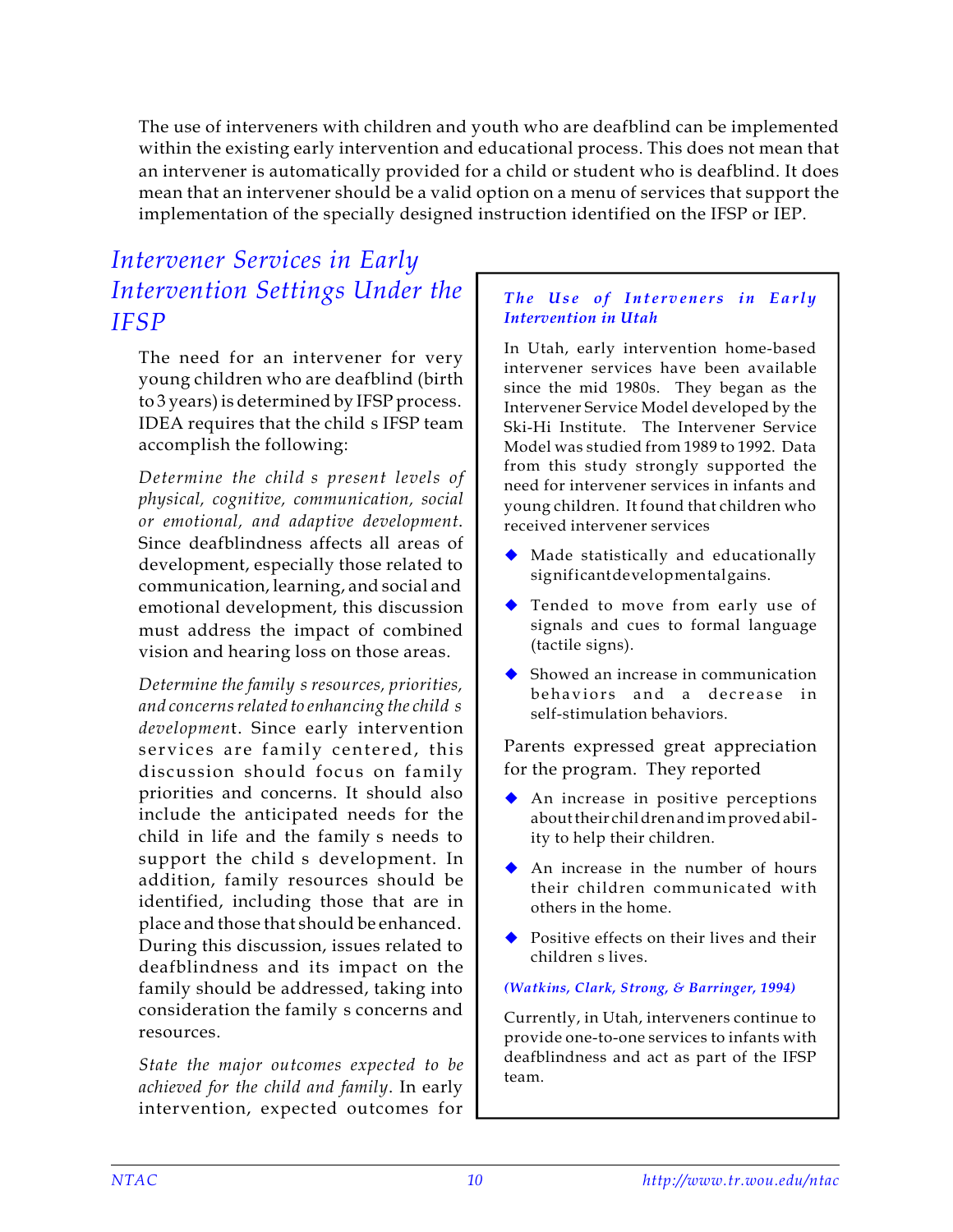The use of interveners with children and youth who are deafblind can be implemented within the existing early intervention and educational process. This does not mean that an intervener is automatically provided for a child or student who is deafblind. It does mean that an intervener should be a valid option on a menu of services that support the implementation of the specially designed instruction identified on the IFSP or IEP.

## *Intervener Services in Early Intervention Settings Under the IFSP*

The need for an intervener for very young children who are deafblind (birth to 3 years) is determined by IFSP process. IDEA requires that the child s IFSP team accomplish the following:

*Determine the child s present levels of physical, cognitive, communication, social or emotional, and adaptive development.* Since deafblindness affects all areas of development, especially those related to communication, learning, and social and emotional development, this discussion must address the impact of combined vision and hearing loss on those areas.

*Determine the family s resources, priorities, and concerns related to enhancing the child s development.* Since early intervention services are family centered, this discussion should focus on family priorities and concerns. It should also include the anticipated needs for the child in life and the family s needs to support the child s development. In addition, family resources should be identified, including those that are in place and those that should be enhanced. During this discussion, issues related to deafblindness and its impact on the family should be addressed, taking into consideration the family s concerns and resources.

*State the major outcomes expected to be achieved for the child and family.* In early intervention, expected outcomes for

---

### *The Use of Interveners in Early Intervention in Utah*

In Utah, early intervention home-based intervener services have been available since the mid 1980s. They began as the Intervener Service Model developed by the Ski-Hi Institute. The Intervener Service Model was studied from 1989 to 1992. Data from this study strongly supported the need for intervener services in infants and young children. It found that children who received intervener services

- Made statistically and educationally significant developmental gains.
- Tended to move from early use of signals and cues to formal language (tactile signs).
- Showed an increase in communication behaviors and a decrease in self-stimulation behaviors.

Parents expressed great appreciation for the program. They reported

- An increase in positive perceptions about their children and improved ability to help their children.
- An increase in the number of hours their children communicated with others in the home.
- Positive effects on their lives and their children s lives.

***(Watkins, Clark, Strong, & Barringer, 1994)***

Currently, in Utah, interveners continue to provide one-to-one services to infants with deafblindness and act as part of the IFSP team.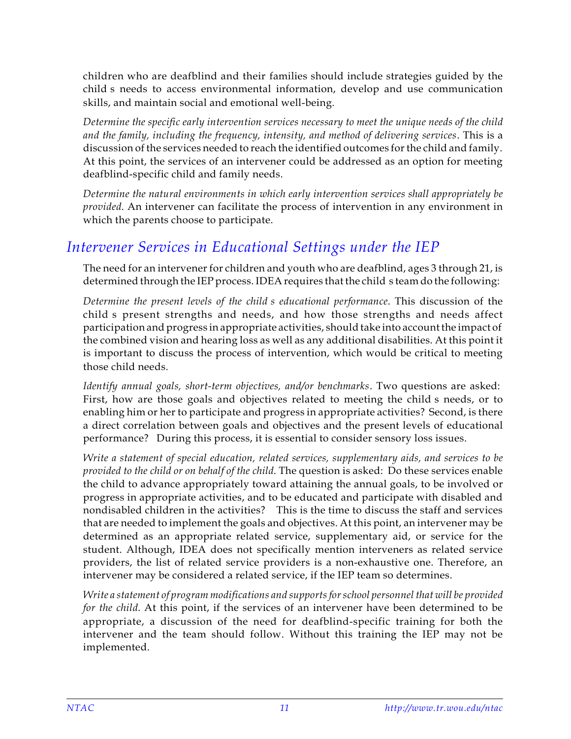children who are deafblind and their families should include strategies guided by the child s needs to access environmental information, develop and use communication skills, and maintain social and emotional well-being.

*Determine the specific early intervention services necessary to meet the unique needs of the child and the family, including the frequency, intensity, and method of delivering services*. This is a discussion of the services needed to reach the identified outcomes for the child and family. At this point, the services of an intervener could be addressed as an option for meeting deafblind-specific child and family needs.

*Determine the natural environments in which early intervention services shall appropriately be provided*. An intervener can facilitate the process of intervention in any environment in which the parents choose to participate.

## *Intervener Services in Educational Settings under the IEP*

The need for an intervener for children and youth who are deafblind, ages 3 through 21, is determined through the IEP process. IDEA requires that the child s team do the following:

*Determine the present levels of the child s educational performance*. This discussion of the child s present strengths and needs, and how those strengths and needs affect participation and progress in appropriate activities, should take into account the impact of the combined vision and hearing loss as well as any additional disabilities. At this point it is important to discuss the process of intervention, which would be critical to meeting those child needs.

*Identify annual goals, short-term objectives, and/or benchmarks*. Two questions are asked: First, how are those goals and objectives related to meeting the child s needs, or to enabling him or her to participate and progress in appropriate activities? Second, is there a direct correlation between goals and objectives and the present levels of educational performance? During this process, it is essential to consider sensory loss issues.

*Write a statement of special education, related services, supplementary aids, and services to be provided to the child or on behalf of the child*. The question is asked: Do these services enable the child to advance appropriately toward attaining the annual goals, to be involved or progress in appropriate activities, and to be educated and participate with disabled and nondisabled children in the activities? This is the time to discuss the staff and services that are needed to implement the goals and objectives. At this point, an intervener may be determined as an appropriate related service, supplementary aid, or service for the student. Although, IDEA does not specifically mention interveners as related service providers, the list of related service providers is a non-exhaustive one. Therefore, an intervener may be considered a related service, if the IEP team so determines.

*Write a statement of program modifications and supports for school personnel that will be provided for the child*. At this point, if the services of an intervener have been determined to be appropriate, a discussion of the need for deafblind-specific training for both the intervener and the team should follow. Without this training the IEP may not be implemented.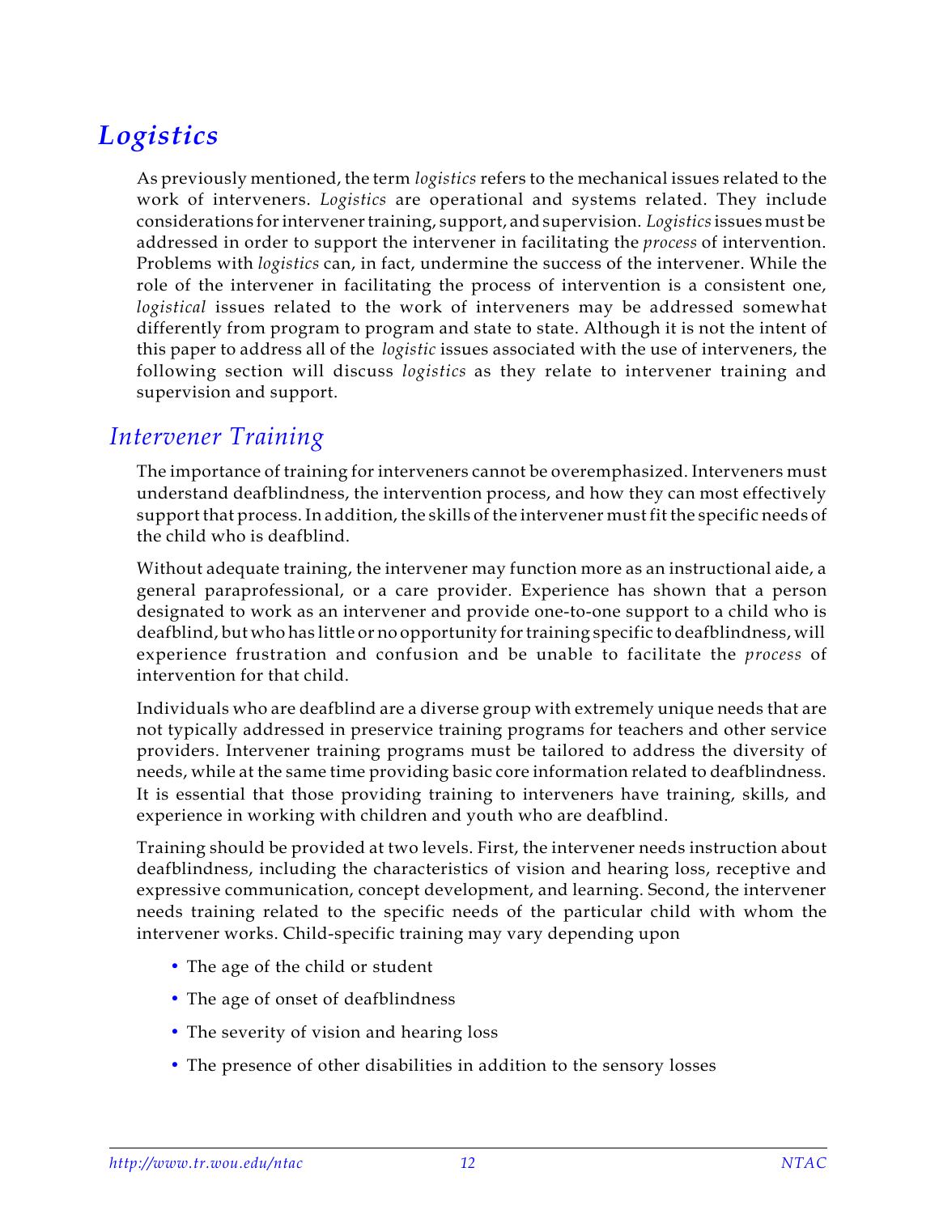# *Logistics*

As previously mentioned, the term *logistics* refers to the mechanical issues related to the work of interveners. *Logistics* are operational and systems related. They include considerations for intervener training, support, and supervision. *Logistics* issues must be addressed in order to support the intervener in facilitating the *process* of intervention. Problems with *logistics* can, in fact, undermine the success of the intervener. While the role of the intervener in facilitating the process of intervention is a consistent one, *logistical* issues related to the work of interveners may be addressed somewhat differently from program to program and state to state. Although it is not the intent of this paper to address all of the *logistic* issues associated with the use of interveners, the following section will discuss *logistics* as they relate to intervener training and supervision and support.

## *Intervener Training*

The importance of training for interveners cannot be overemphasized. Interveners must understand deafblindness, the intervention process, and how they can most effectively support that process. In addition, the skills of the intervener must fit the specific needs of the child who is deafblind.

Without adequate training, the intervener may function more as an instructional aide, a general paraprofessional, or a care provider. Experience has shown that a person designated to work as an intervener and provide one-to-one support to a child who is deafblind, but who has little or no opportunity for training specific to deafblindness, will experience frustration and confusion and be unable to facilitate the *process* of intervention for that child.

Individuals who are deafblind are a diverse group with extremely unique needs that are not typically addressed in preservice training programs for teachers and other service providers. Intervener training programs must be tailored to address the diversity of needs, while at the same time providing basic core information related to deafblindness. It is essential that those providing training to interveners have training, skills, and experience in working with children and youth who are deafblind.

Training should be provided at two levels. First, the intervener needs instruction about deafblindness, including the characteristics of vision and hearing loss, receptive and expressive communication, concept development, and learning. Second, the intervener needs training related to the specific needs of the particular child with whom the intervener works. Child-specific training may vary depending upon

- The age of the child or student
- The age of onset of deafblindness
- The severity of vision and hearing loss
- The presence of other disabilities in addition to the sensory losses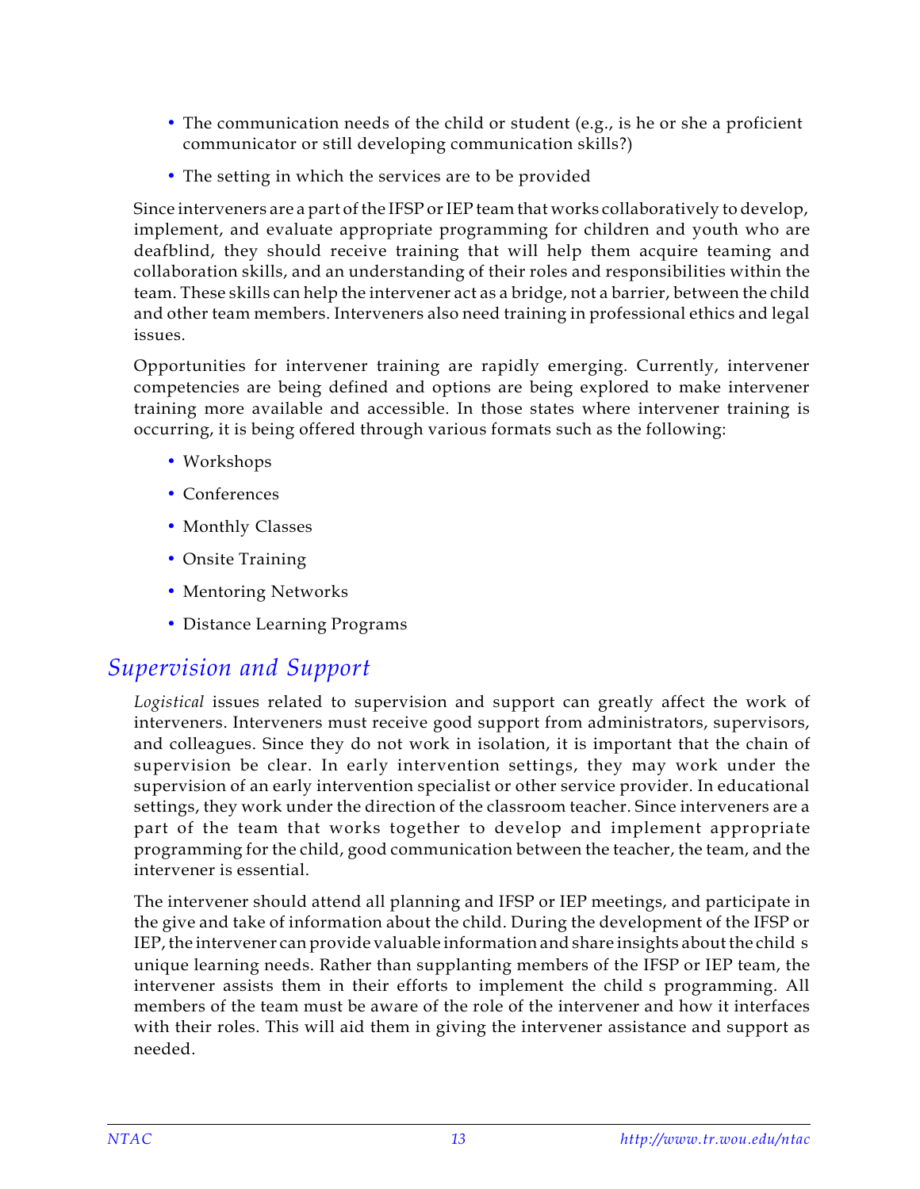- The communication needs of the child or student (e.g., is he or she a proficient communicator or still developing communication skills?)
- The setting in which the services are to be provided

Since interveners are a part of the IFSP or IEP team that works collaboratively to develop, implement, and evaluate appropriate programming for children and youth who are deafblind, they should receive training that will help them acquire teaming and collaboration skills, and an understanding of their roles and responsibilities within the team. These skills can help the intervener act as a bridge, not a barrier, between the child and other team members. Interveners also need training in professional ethics and legal issues.

Opportunities for intervener training are rapidly emerging. Currently, intervener competencies are being defined and options are being explored to make intervener training more available and accessible. In those states where intervener training is occurring, it is being offered through various formats such as the following:

- Workshops
- Conferences
- Monthly Classes
- Onsite Training
- Mentoring Networks
- Distance Learning Programs

## *Supervision and Support*

*Logistical* issues related to supervision and support can greatly affect the work of interveners. Interveners must receive good support from administrators, supervisors, and colleagues. Since they do not work in isolation, it is important that the chain of supervision be clear. In early intervention settings, they may work under the supervision of an early intervention specialist or other service provider. In educational settings, they work under the direction of the classroom teacher. Since interveners are a part of the team that works together to develop and implement appropriate programming for the child, good communication between the teacher, the team, and the intervener is essential.

The intervener should attend all planning and IFSP or IEP meetings, and participate in the give and take of information about the child. During the development of the IFSP or IEP, the intervener can provide valuable information and share insights about the child s unique learning needs. Rather than supplanting members of the IFSP or IEP team, the intervener assists them in their efforts to implement the child s programming. All members of the team must be aware of the role of the intervener and how it interfaces with their roles. This will aid them in giving the intervener assistance and support as needed.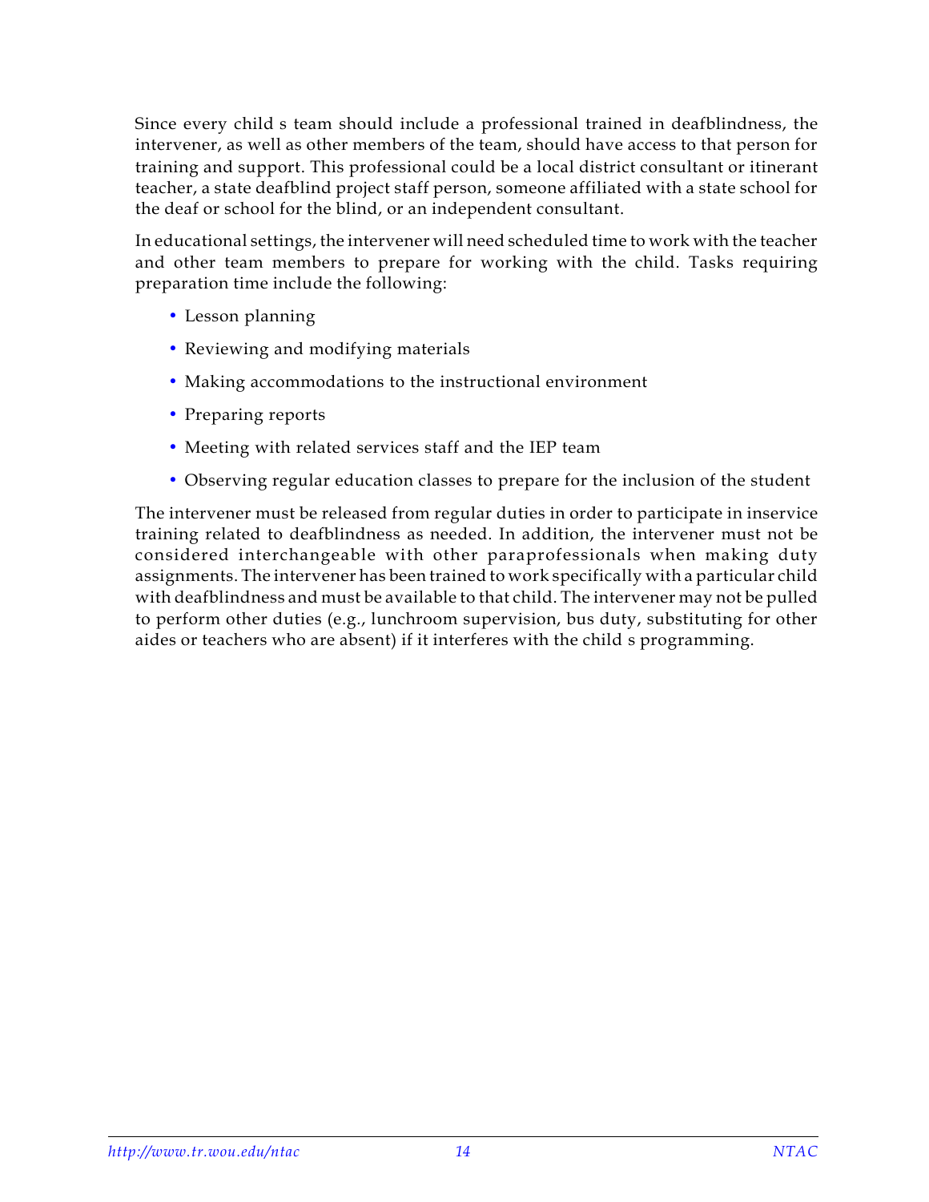Since every child s team should include a professional trained in deafblindness, the intervener, as well as other members of the team, should have access to that person for training and support. This professional could be a local district consultant or itinerant teacher, a state deafblind project staff person, someone affiliated with a state school for the deaf or school for the blind, or an independent consultant.

In educational settings, the intervener will need scheduled time to work with the teacher and other team members to prepare for working with the child. Tasks requiring preparation time include the following:

- Lesson planning
- Reviewing and modifying materials
- Making accommodations to the instructional environment
- Preparing reports
- Meeting with related services staff and the IEP team
- Observing regular education classes to prepare for the inclusion of the student

The intervener must be released from regular duties in order to participate in inservice training related to deafblindness as needed. In addition, the intervener must not be considered interchangeable with other paraprofessionals when making duty assignments. The intervener has been trained to work specifically with a particular child with deafblindness and must be available to that child. The intervener may not be pulled to perform other duties (e.g., lunchroom supervision, bus duty, substituting for other aides or teachers who are absent) if it interferes with the child s programming.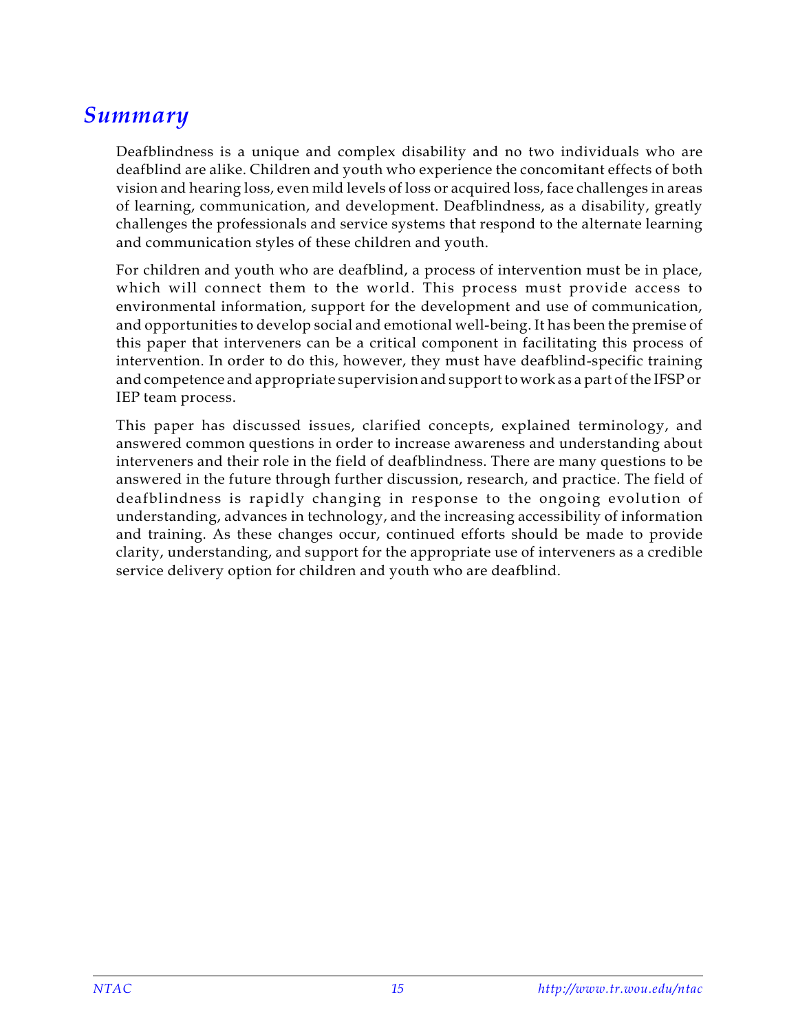# *Summary*

Deafblindness is a unique and complex disability and no two individuals who are deafblind are alike. Children and youth who experience the concomitant effects of both vision and hearing loss, even mild levels of loss or acquired loss, face challenges in areas of learning, communication, and development. Deafblindness, as a disability, greatly challenges the professionals and service systems that respond to the alternate learning and communication styles of these children and youth.

For children and youth who are deafblind, a process of intervention must be in place, which will connect them to the world. This process must provide access to environmental information, support for the development and use of communication, and opportunities to develop social and emotional well-being. It has been the premise of this paper that interveners can be a critical component in facilitating this process of intervention. In order to do this, however, they must have deafblind-specific training and competence and appropriate supervision and support to work as a part of the IFSP or IEP team process.

This paper has discussed issues, clarified concepts, explained terminology, and answered common questions in order to increase awareness and understanding about interveners and their role in the field of deafblindness. There are many questions to be answered in the future through further discussion, research, and practice. The field of deafblindness is rapidly changing in response to the ongoing evolution of understanding, advances in technology, and the increasing accessibility of information and training. As these changes occur, continued efforts should be made to provide clarity, understanding, and support for the appropriate use of interveners as a credible service delivery option for children and youth who are deafblind.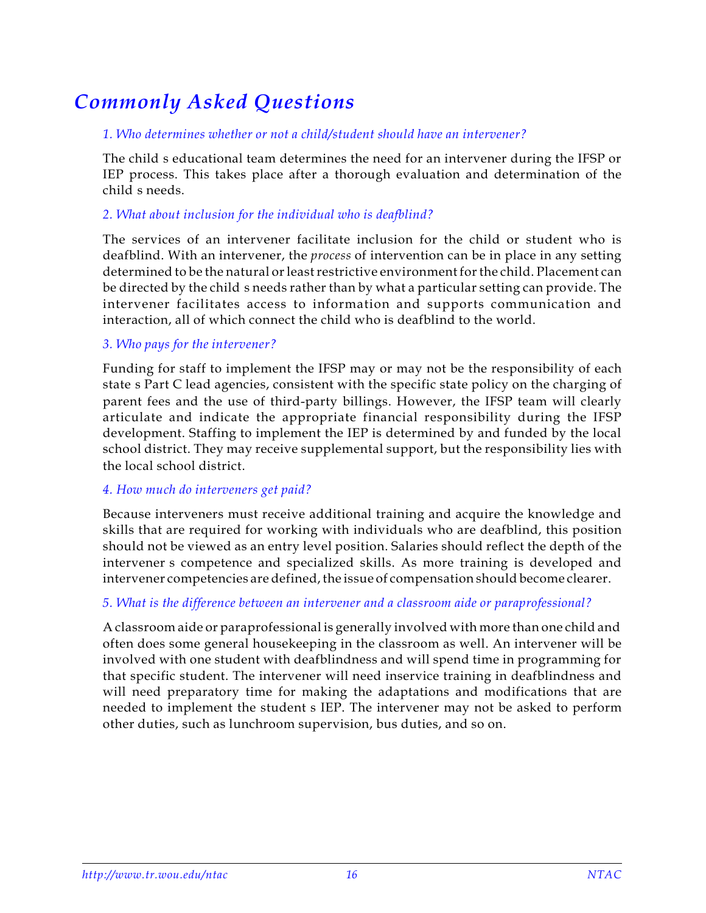# *Commonly Asked Questions*

*1. Who determines whether or not a child/student should have an intervener?*

The child s educational team determines the need for an intervener during the IFSP or IEP process. This takes place after a thorough evaluation and determination of the child s needs.

*2. What about inclusion for the individual who is deafblind?*

The services of an intervener facilitate inclusion for the child or student who is deafblind. With an intervener, the *process* of intervention can be in place in any setting determined to be the natural or least restrictive environment for the child. Placement can be directed by the child s needs rather than by what a particular setting can provide. The intervener facilitates access to information and supports communication and interaction, all of which connect the child who is deafblind to the world.

*3. Who pays for the intervener?*

Funding for staff to implement the IFSP may or may not be the responsibility of each state s Part C lead agencies, consistent with the specific state policy on the charging of parent fees and the use of third-party billings. However, the IFSP team will clearly articulate and indicate the appropriate financial responsibility during the IFSP development. Staffing to implement the IEP is determined by and funded by the local school district. They may receive supplemental support, but the responsibility lies with the local school district.

*4. How much do interveners get paid?*

Because interveners must receive additional training and acquire the knowledge and skills that are required for working with individuals who are deafblind, this position should not be viewed as an entry level position. Salaries should reflect the depth of the intervener s competence and specialized skills. As more training is developed and intervener competencies are defined, the issue of compensation should become clearer.

*5. What is the difference between an intervener and a classroom aide or paraprofessional?*

A classroom aide or paraprofessional is generally involved with more than one child and often does some general housekeeping in the classroom as well. An intervener will be involved with one student with deafblindness and will spend time in programming for that specific student. The intervener will need inservice training in deafblindness and will need preparatory time for making the adaptations and modifications that are needed to implement the student s IEP. The intervener may not be asked to perform other duties, such as lunchroom supervision, bus duties, and so on.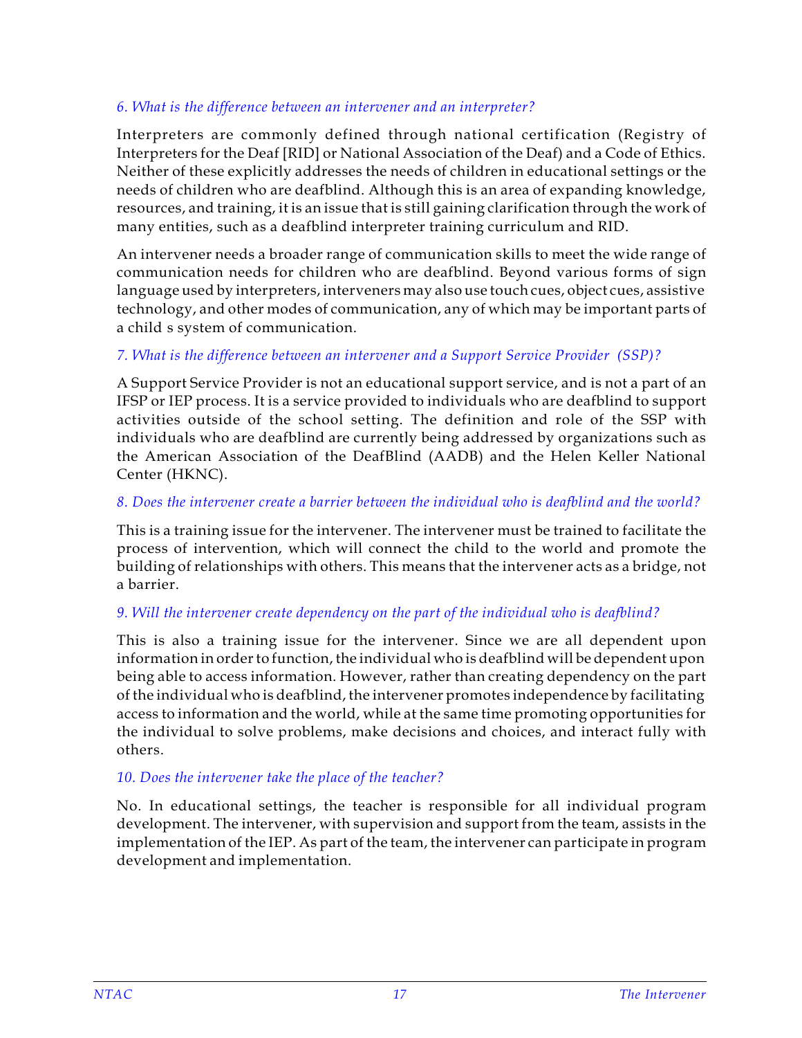### *6. What is the difference between an intervener and an interpreter?*

Interpreters are commonly defined through national certification (Registry of Interpreters for the Deaf [RID] or National Association of the Deaf) and a Code of Ethics. Neither of these explicitly addresses the needs of children in educational settings or the needs of children who are deafblind. Although this is an area of expanding knowledge, resources, and training, it is an issue that is still gaining clarification through the work of many entities, such as a deafblind interpreter training curriculum and RID.

An intervener needs a broader range of communication skills to meet the wide range of communication needs for children who are deafblind. Beyond various forms of sign language used by interpreters, interveners may also use touch cues, object cues, assistive technology, and other modes of communication, any of which may be important parts of a child s system of communication.

### *7. What is the difference between an intervener and a Support Service Provider (SSP)?*

A Support Service Provider is not an educational support service, and is not a part of an IFSP or IEP process. It is a service provided to individuals who are deafblind to support activities outside of the school setting. The definition and role of the SSP with individuals who are deafblind are currently being addressed by organizations such as the American Association of the DeafBlind (AADB) and the Helen Keller National Center (HKNC).

### *8. Does the intervener create a barrier between the individual who is deafblind and the world?*

This is a training issue for the intervener. The intervener must be trained to facilitate the process of intervention, which will connect the child to the world and promote the building of relationships with others. This means that the intervener acts as a bridge, not a barrier.

### *9. Will the intervener create dependency on the part of the individual who is deafblind?*

This is also a training issue for the intervener. Since we are all dependent upon information in order to function, the individual who is deafblind will be dependent upon being able to access information. However, rather than creating dependency on the part of the individual who is deafblind, the intervener promotes independence by facilitating access to information and the world, while at the same time promoting opportunities for the individual to solve problems, make decisions and choices, and interact fully with others.

### *10. Does the intervener take the place of the teacher?*

No. In educational settings, the teacher is responsible for all individual program development. The intervener, with supervision and support from the team, assists in the implementation of the IEP. As part of the team, the intervener can participate in program development and implementation.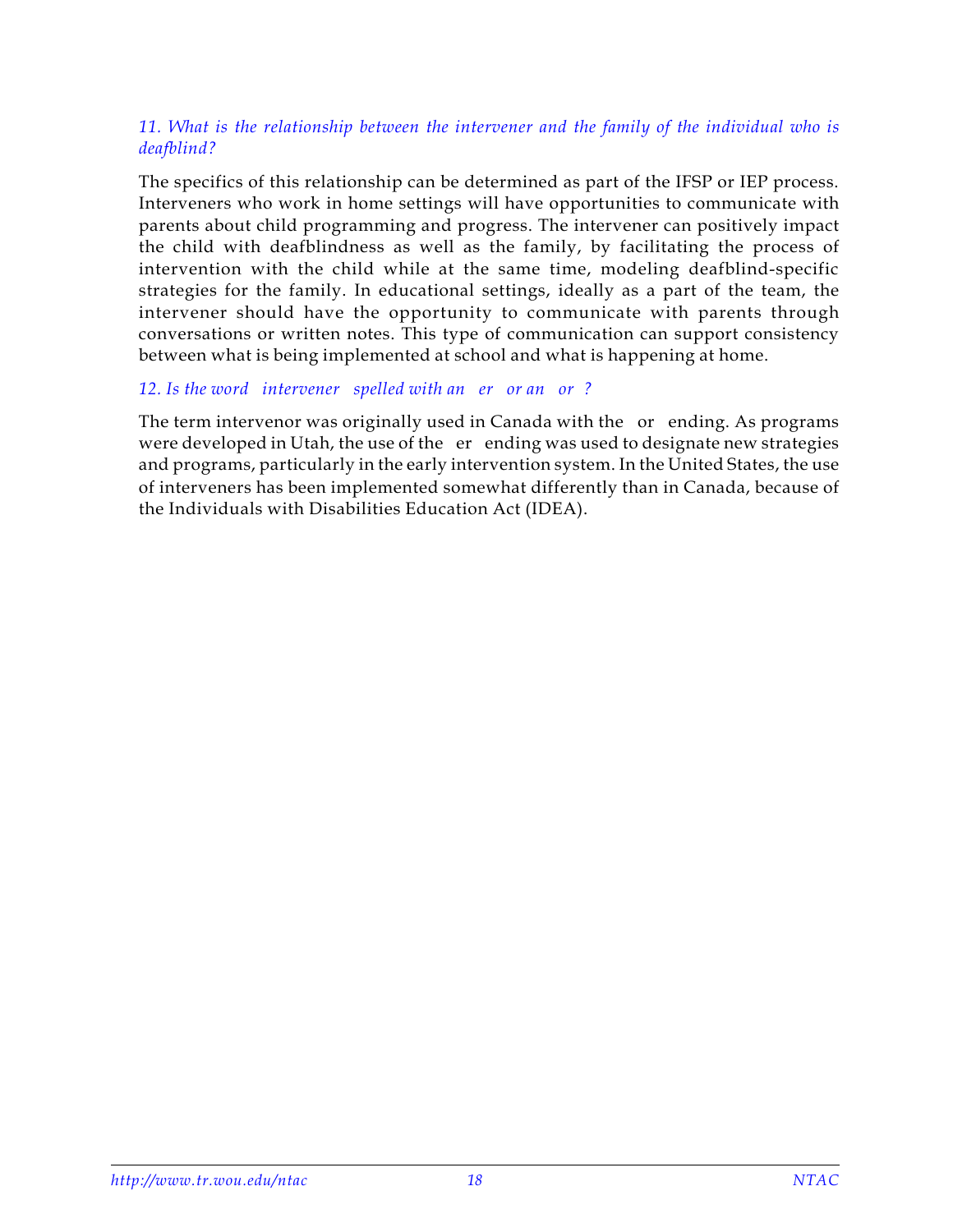*11. What is the relationship between the intervener and the family of the individual who is deafblind?*

The specifics of this relationship can be determined as part of the IFSP or IEP process. Interveners who work in home settings will have opportunities to communicate with parents about child programming and progress. The intervener can positively impact the child with deafblindness as well as the family, by facilitating the process of intervention with the child while at the same time, modeling deafblind-specific strategies for the family. In educational settings, ideally as a part of the team, the intervener should have the opportunity to communicate with parents through conversations or written notes. This type of communication can support consistency between what is being implemented at school and what is happening at home.

*12. Is the word intervener spelled with an er or an or ?*

The term intervenor was originally used in Canada with the or ending. As programs were developed in Utah, the use of the er ending was used to designate new strategies and programs, particularly in the early intervention system. In the United States, the use of interveners has been implemented somewhat differently than in Canada, because of the Individuals with Disabilities Education Act (IDEA).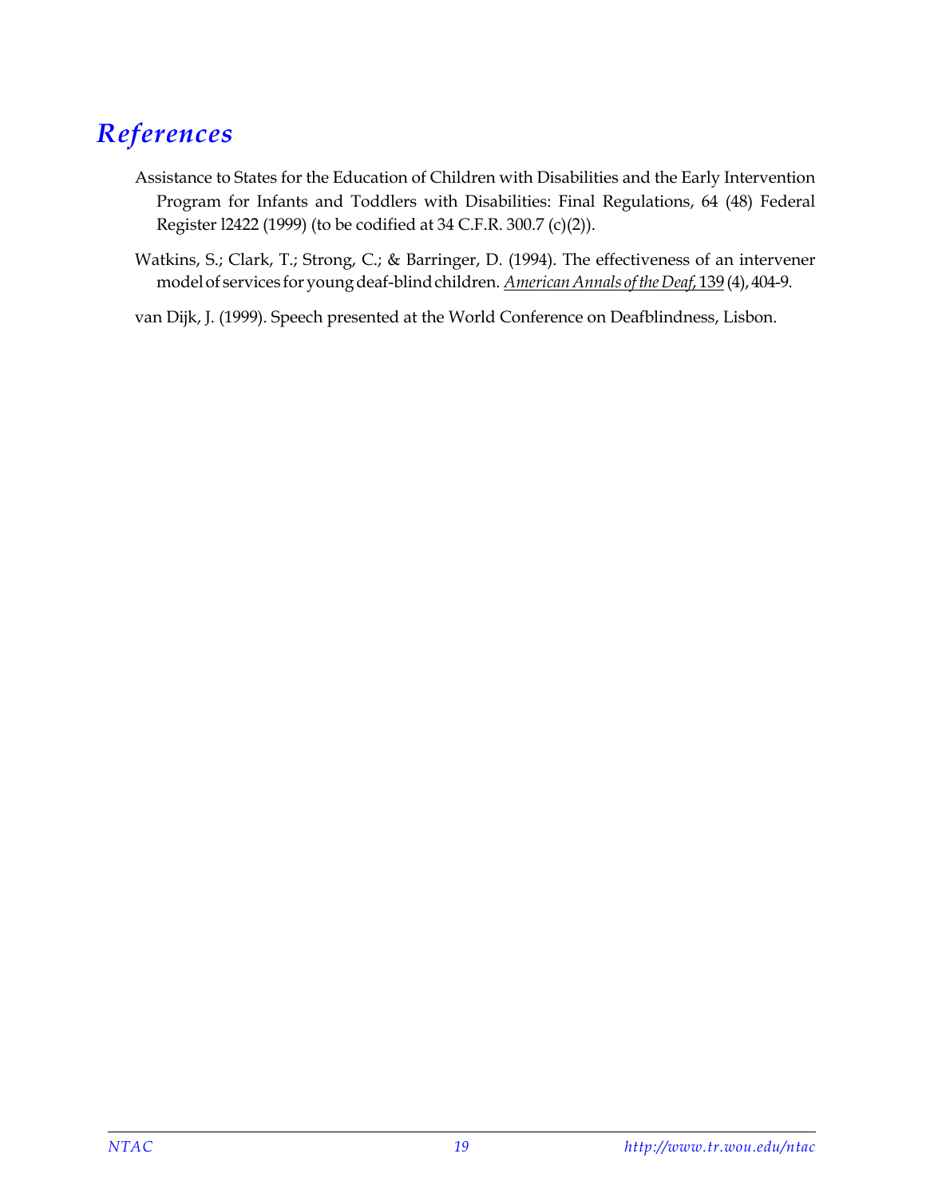# *References*

Assistance to States for the Education of Children with Disabilities and the Early Intervention Program for Infants and Toddlers with Disabilities: Final Regulations, 64 (48) Federal Register l2422 (1999) (to be codified at 34 C.F.R. 300.7 (c)(2)).

Watkins, S.; Clark, T.; Strong, C.; & Barringer, D. (1994). The effectiveness of an intervener model of services for young deaf-blind children. *American Annals of the Deaf*, 139 (4), 404-9.

van Dijk, J. (1999). Speech presented at the World Conference on Deafblindness, Lisbon.